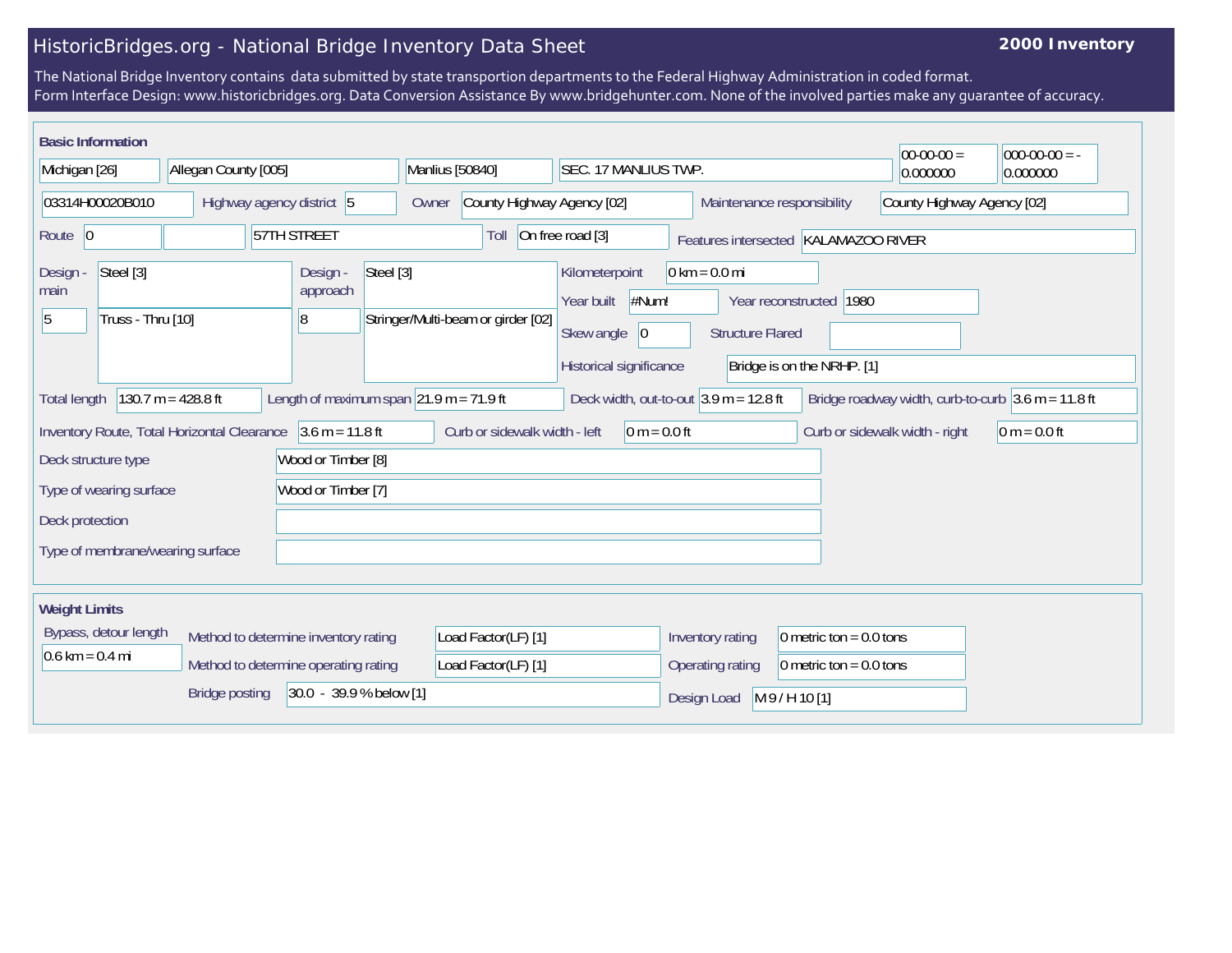# HistoricBridges.org - National Bridge Inventory Data Sheet

**2000 Inventory**

The National Bridge Inventory contains data submitted by state transportion departments to the Federal Highway Administration in coded format.
Form Interface Design: www.historicbridges.org. Data Conversion Assistance By www.bridgehunter.com. None of the involved parties make any guarantee of accuracy.

## Basic Information

| | |
|---|---|
| State | Michigan [26] |
| County | Allegan County [005] |
| Place | Manlius [50840] |
| Location | SEC. 17 MANLIUS TWP. |
| Latitude | 00-00-00 = 0.000000 |
| Longitude | 000-00-00 = -0.000000 |
| Structure Number | 03314H00020B010 |
| Highway agency district | 5 |
| Owner | County Highway Agency [02] |
| Maintenance responsibility | County Highway Agency [02] |
| Route | 0 |
| Facility carried | 57TH STREET |
| Toll | On free road [3] |
| Features intersected | KALAMAZOO RIVER |
| Design - main | Steel [3] |
| | 5 — Truss - Thru [10] |
| Design - approach | Steel [3] |
| | 8 — Stringer/Multi-beam or girder [02] |
| Kilometerpoint | 0 km = 0.0 mi |
| Year built | #Num! |
| Year reconstructed | 1980 |
| Skew angle | 0 |
| Structure Flared | |
| Historical significance | Bridge is on the NRHP. [1] |
| Total length | 130.7 m = 428.8 ft |
| Length of maximum span | 21.9 m = 71.9 ft |
| Deck width, out-to-out | 3.9 m = 12.8 ft |
| Bridge roadway width, curb-to-curb | 3.6 m = 11.8 ft |
| Inventory Route, Total Horizontal Clearance | 3.6 m = 11.8 ft |
| Curb or sidewalk width - left | 0 m = 0.0 ft |
| Curb or sidewalk width - right | 0 m = 0.0 ft |
| Deck structure type | Wood or Timber [8] |
| Type of wearing surface | Wood or Timber [7] |
| Deck protection | |
| Type of membrane/wearing surface | |

## Weight Limits

| | |
|---|---|
| Bypass, detour length | 0.6 km = 0.4 mi |
| Method to determine inventory rating | Load Factor(LF) [1] |
| Method to determine operating rating | Load Factor(LF) [1] |
| Inventory rating | 0 metric ton = 0.0 tons |
| Operating rating | 0 metric ton = 0.0 tons |
| Bridge posting | 30.0 - 39.9 % below [1] |
| Design Load | M 9 / H 10 [1] |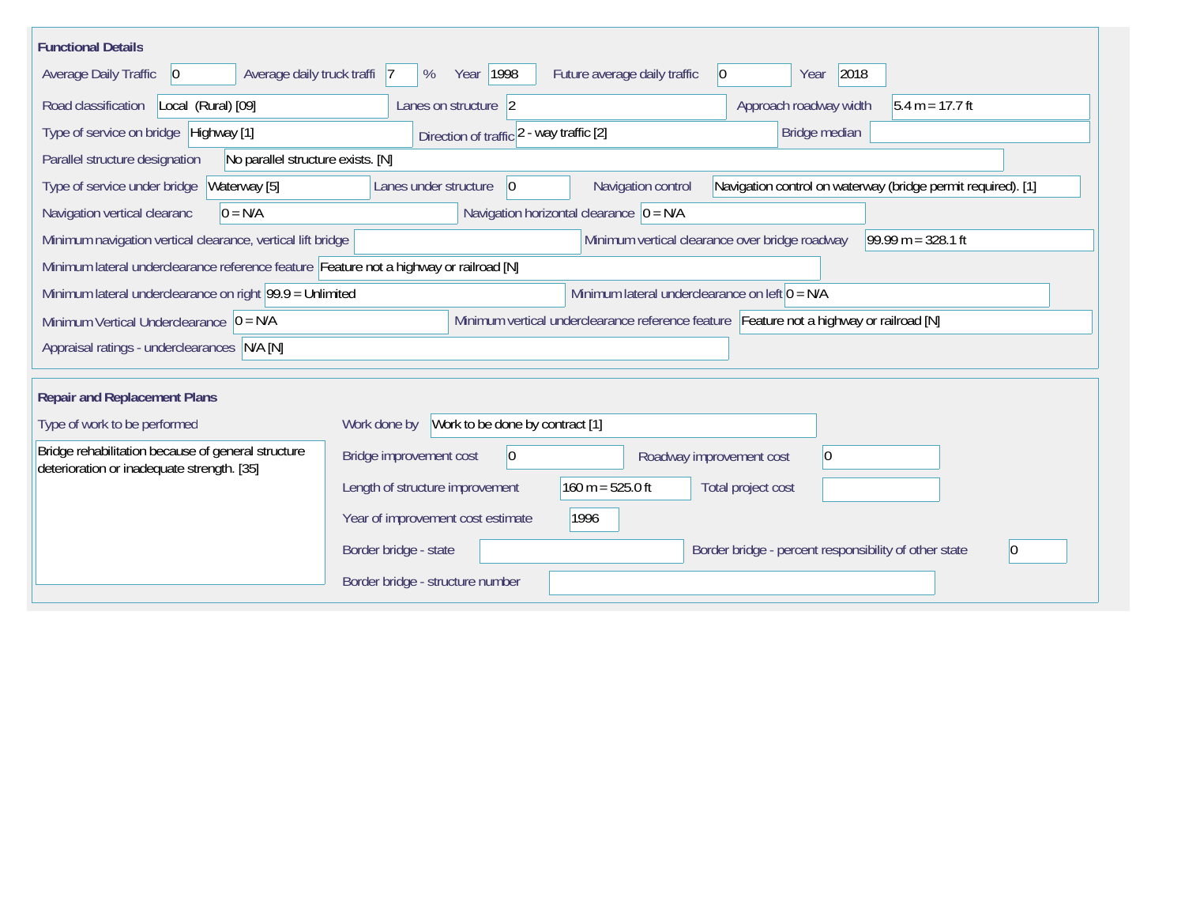## Functional Details

| Field | Value |
|---|---|
| Average Daily Traffic | 0 |
| Average daily truck traffi | 7 % |
| Year | 1998 |
| Future average daily traffic | 0 |
| Year | 2018 |
| Road classification | Local (Rural) [09] |
| Lanes on structure | 2 |
| Approach roadway width | 5.4 m = 17.7 ft |
| Type of service on bridge | Highway [1] |
| Direction of traffic | 2 - way traffic [2] |
| Bridge median | |
| Parallel structure designation | No parallel structure exists. [N] |
| Type of service under bridge | Waterway [5] |
| Lanes under structure | 0 |
| Navigation control | Navigation control on waterway (bridge permit required). [1] |
| Navigation vertical clearanc | 0 = N/A |
| Navigation horizontal clearance | 0 = N/A |
| Minimum navigation vertical clearance, vertical lift bridge | |
| Minimum vertical clearance over bridge roadway | 99.99 m = 328.1 ft |
| Minimum lateral underclearance reference feature | Feature not a highway or railroad [N] |
| Minimum lateral underclearance on right | 99.9 = Unlimited |
| Minimum lateral underclearance on left | 0 = N/A |
| Minimum Vertical Underclearance | 0 = N/A |
| Minimum vertical underclearance reference feature | Feature not a highway or railroad [N] |
| Appraisal ratings - underclearances | N/A [N] |

## Repair and Replacement Plans

| Field | Value |
|---|---|
| Type of work to be performed | Bridge rehabilitation because of general structure deterioration or inadequate strength. [35] |
| Work done by | Work to be done by contract [1] |
| Bridge improvement cost | 0 |
| Roadway improvement cost | 0 |
| Length of structure improvement | 160 m = 525.0 ft |
| Total project cost | |
| Year of improvement cost estimate | 1996 |
| Border bridge - state | |
| Border bridge - percent responsibility of other state | 0 |
| Border bridge - structure number | |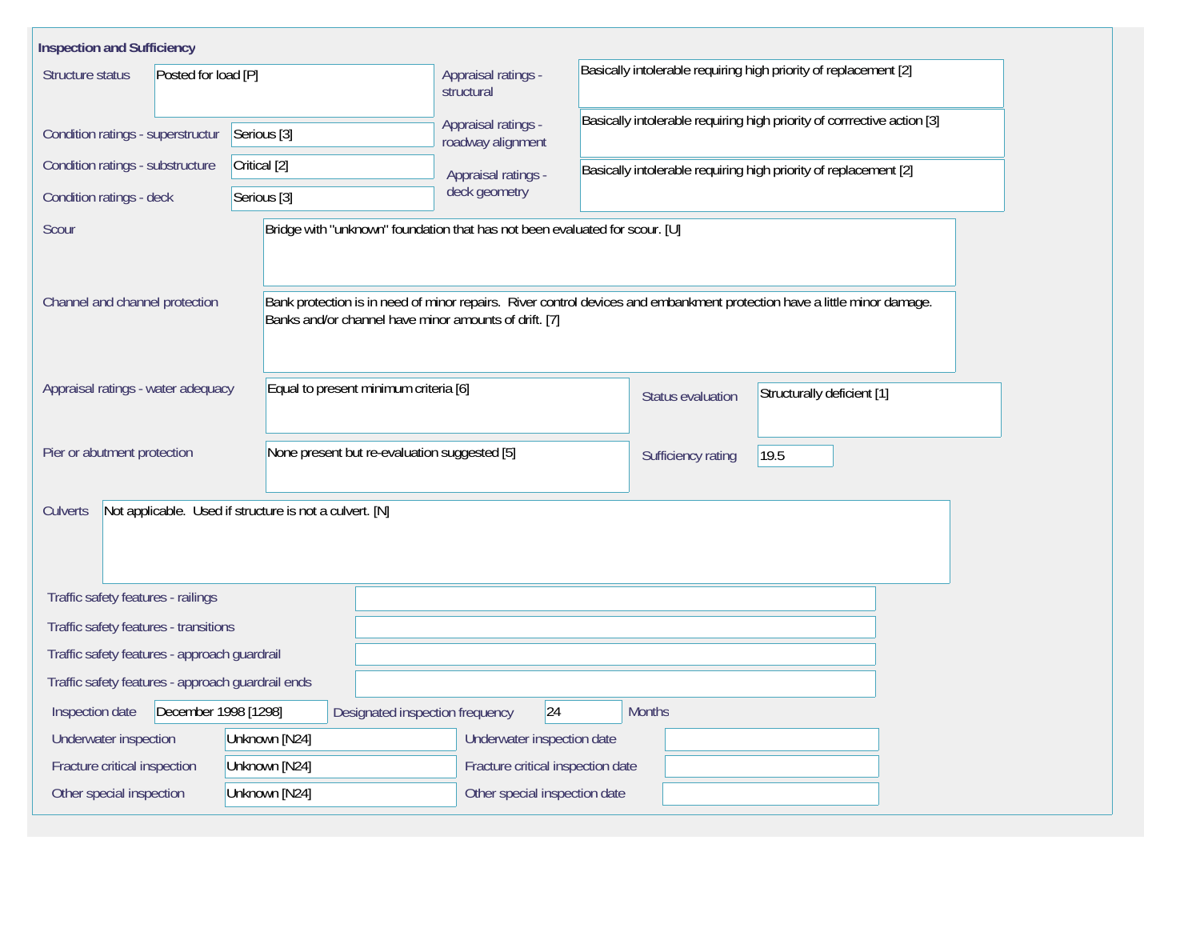## Inspection and Sufficiency

| | |
|---|---|
| Structure status | Posted for load [P] |
| Appraisal ratings - structural | Basically intolerable requiring high priority of replacement [2] |
| Condition ratings - superstructur | Serious [3] |
| Appraisal ratings - roadway alignment | Basically intolerable requiring high priority of corrrective action [3] |
| Condition ratings - substructure | Critical [2] |
| Appraisal ratings - deck geometry | Basically intolerable requiring high priority of replacement [2] |
| Condition ratings - deck | Serious [3] |
| Scour | Bridge with "unknown" foundation that has not been evaluated for scour. [U] |
| Channel and channel protection | Bank protection is in need of minor repairs. River control devices and embankment protection have a little minor damage. Banks and/or channel have minor amounts of drift. [7] |
| Appraisal ratings - water adequacy | Equal to present minimum criteria [6] |
| Status evaluation | Structurally deficient [1] |
| Pier or abutment protection | None present but re-evaluation suggested [5] |
| Sufficiency rating | 19.5 |
| Culverts | Not applicable. Used if structure is not a culvert. [N] |
| Traffic safety features - railings | |
| Traffic safety features - transitions | |
| Traffic safety features - approach guardrail | |
| Traffic safety features - approach guardrail ends | |
| Inspection date | December 1998 [1298] |
| Designated inspection frequency | 24 Months |
| Underwater inspection | Unknown [N24] |
| Underwater inspection date | |
| Fracture critical inspection | Unknown [N24] |
| Fracture critical inspection date | |
| Other special inspection | Unknown [N24] |
| Other special inspection date | |